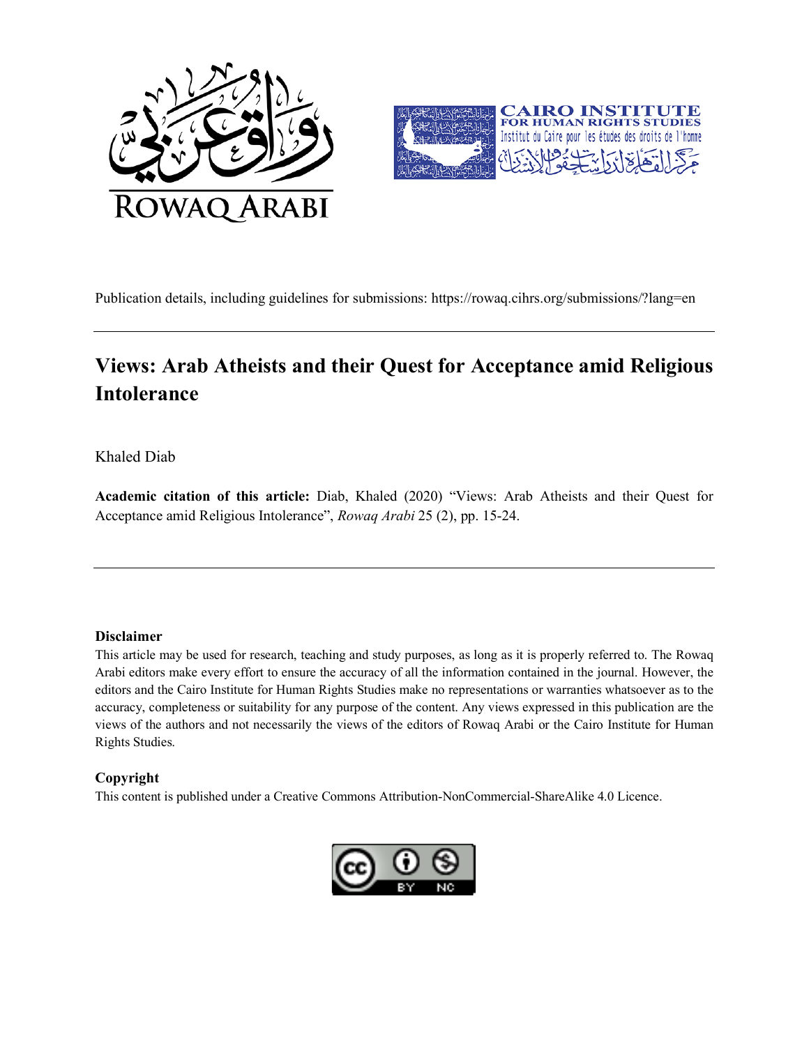Publication details, including guidelines for submissions: https://rowaq.cihrs.org/submissions/?lang=en

---

# Views: Arab Atheists and their Quest for Acceptance amid Religious Intolerance

Khaled Diab

**Academic citation of this article:** Diab, Khaled (2020) "Views: Arab Atheists and their Quest for Acceptance amid Religious Intolerance", *Rowaq Arabi* 25 (2), pp. 15-24.

---

**Disclaimer**

This article may be used for research, teaching and study purposes, as long as it is properly referred to. The Rowaq Arabi editors make every effort to ensure the accuracy of all the information contained in the journal. However, the editors and the Cairo Institute for Human Rights Studies make no representations or warranties whatsoever as to the accuracy, completeness or suitability for any purpose of the content. Any views expressed in this publication are the views of the authors and not necessarily the views of the editors of Rowaq Arabi or the Cairo Institute for Human Rights Studies.

**Copyright**

This content is published under a Creative Commons Attribution-NonCommercial-ShareAlike 4.0 Licence.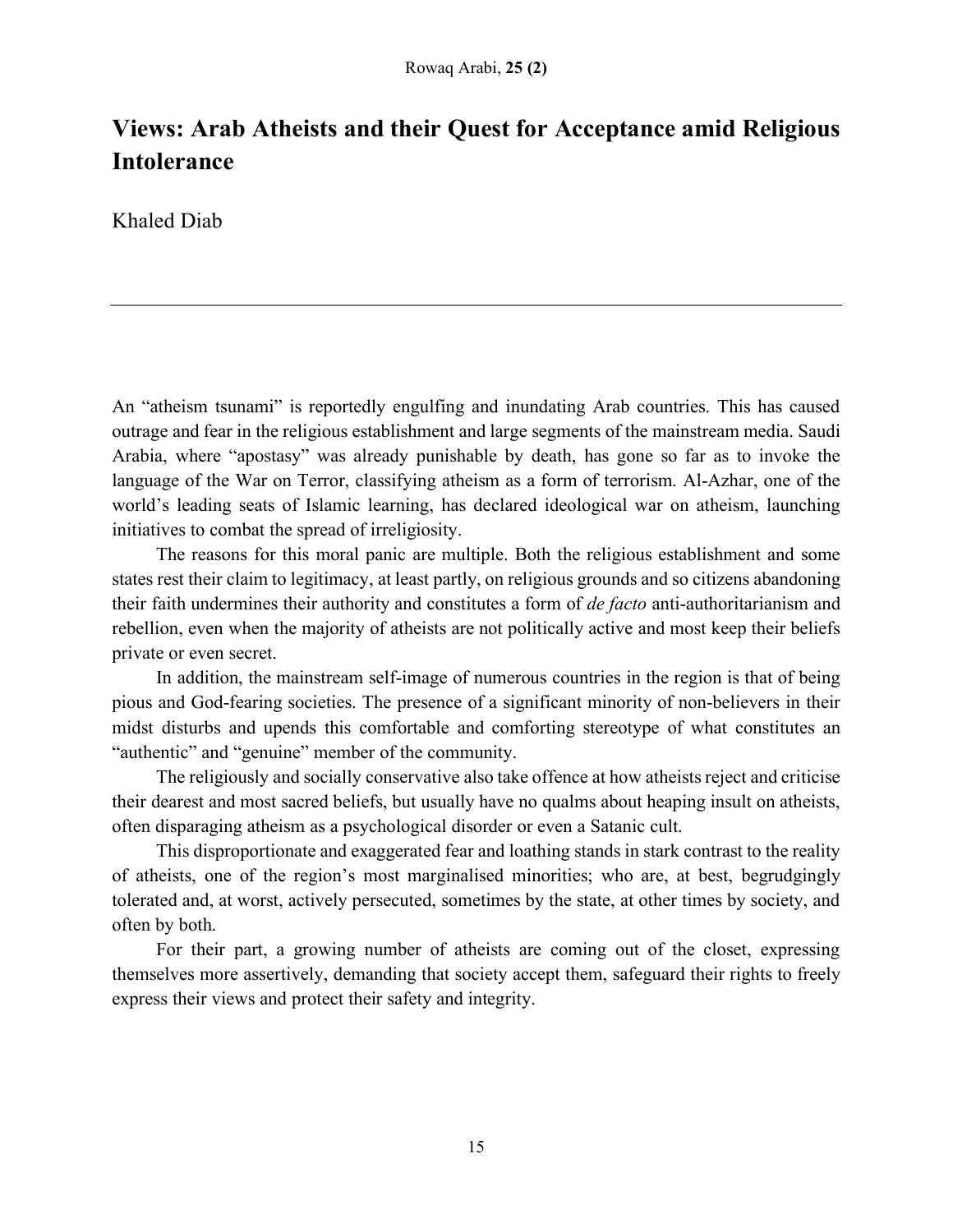# Views: Arab Atheists and their Quest for Acceptance amid Religious Intolerance

Khaled Diab

---

An "atheism tsunami" is reportedly engulfing and inundating Arab countries. This has caused outrage and fear in the religious establishment and large segments of the mainstream media. Saudi Arabia, where "apostasy" was already punishable by death, has gone so far as to invoke the language of the War on Terror, classifying atheism as a form of terrorism. Al-Azhar, one of the world's leading seats of Islamic learning, has declared ideological war on atheism, launching initiatives to combat the spread of irreligiosity.

The reasons for this moral panic are multiple. Both the religious establishment and some states rest their claim to legitimacy, at least partly, on religious grounds and so citizens abandoning their faith undermines their authority and constitutes a form of *de facto* anti-authoritarianism and rebellion, even when the majority of atheists are not politically active and most keep their beliefs private or even secret.

In addition, the mainstream self-image of numerous countries in the region is that of being pious and God-fearing societies. The presence of a significant minority of non-believers in their midst disturbs and upends this comfortable and comforting stereotype of what constitutes an "authentic" and "genuine" member of the community.

The religiously and socially conservative also take offence at how atheists reject and criticise their dearest and most sacred beliefs, but usually have no qualms about heaping insult on atheists, often disparaging atheism as a psychological disorder or even a Satanic cult.

This disproportionate and exaggerated fear and loathing stands in stark contrast to the reality of atheists, one of the region's most marginalised minorities; who are, at best, begrudgingly tolerated and, at worst, actively persecuted, sometimes by the state, at other times by society, and often by both.

For their part, a growing number of atheists are coming out of the closet, expressing themselves more assertively, demanding that society accept them, safeguard their rights to freely express their views and protect their safety and integrity.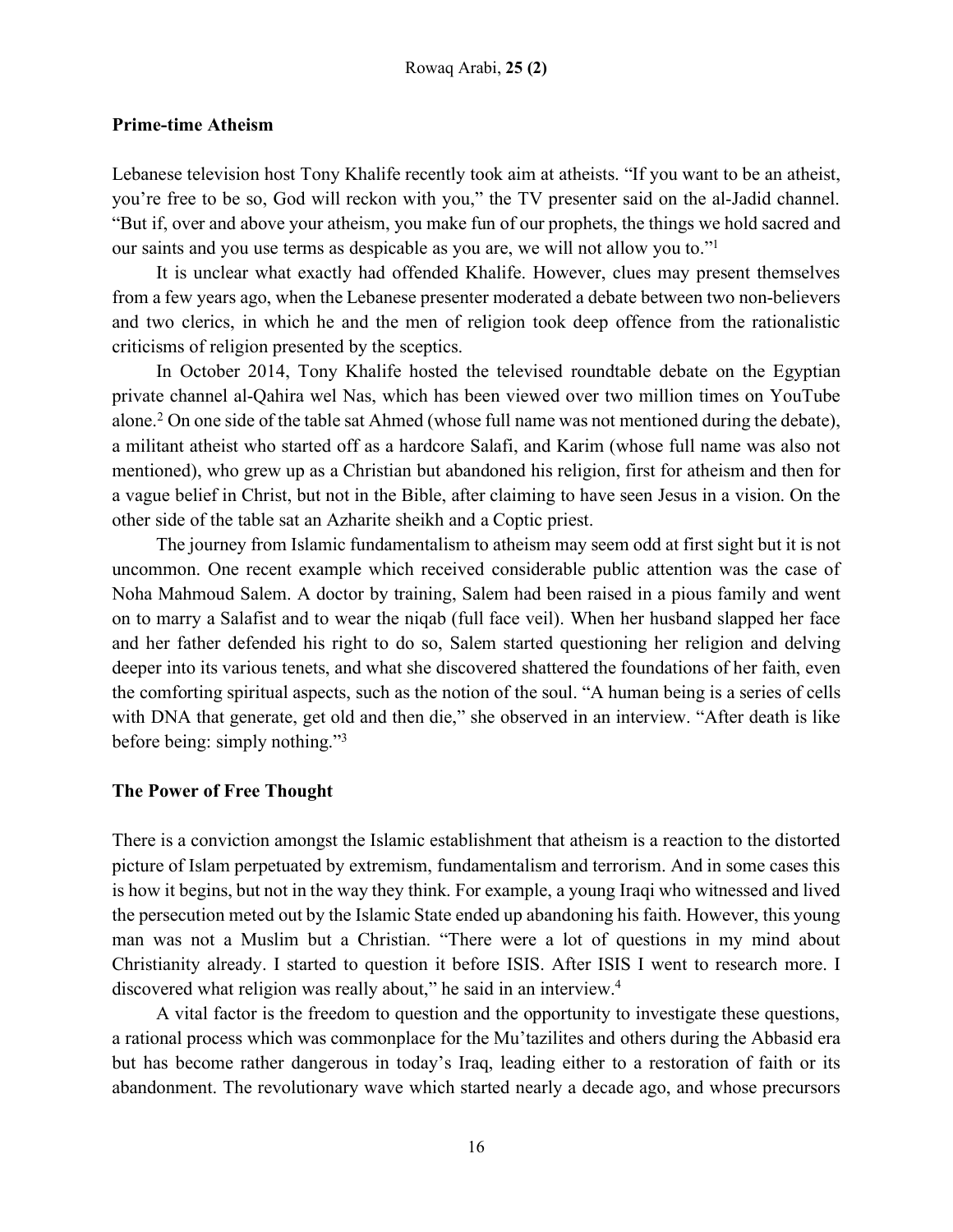## Prime-time Atheism

Lebanese television host Tony Khalife recently took aim at atheists. "If you want to be an atheist, you're free to be so, God will reckon with you," the TV presenter said on the al-Jadid channel. "But if, over and above your atheism, you make fun of our prophets, the things we hold sacred and our saints and you use terms as despicable as you are, we will not allow you to."[1]

It is unclear what exactly had offended Khalife. However, clues may present themselves from a few years ago, when the Lebanese presenter moderated a debate between two non-believers and two clerics, in which he and the men of religion took deep offence from the rationalistic criticisms of religion presented by the sceptics.

In October 2014, Tony Khalife hosted the televised roundtable debate on the Egyptian private channel al-Qahira wel Nas, which has been viewed over two million times on YouTube alone.[2] On one side of the table sat Ahmed (whose full name was not mentioned during the debate), a militant atheist who started off as a hardcore Salafi, and Karim (whose full name was also not mentioned), who grew up as a Christian but abandoned his religion, first for atheism and then for a vague belief in Christ, but not in the Bible, after claiming to have seen Jesus in a vision. On the other side of the table sat an Azharite sheikh and a Coptic priest.

The journey from Islamic fundamentalism to atheism may seem odd at first sight but it is not uncommon. One recent example which received considerable public attention was the case of Noha Mahmoud Salem. A doctor by training, Salem had been raised in a pious family and went on to marry a Salafist and to wear the niqab (full face veil). When her husband slapped her face and her father defended his right to do so, Salem started questioning her religion and delving deeper into its various tenets, and what she discovered shattered the foundations of her faith, even the comforting spiritual aspects, such as the notion of the soul. "A human being is a series of cells with DNA that generate, get old and then die," she observed in an interview. "After death is like before being: simply nothing."[3]

## The Power of Free Thought

There is a conviction amongst the Islamic establishment that atheism is a reaction to the distorted picture of Islam perpetuated by extremism, fundamentalism and terrorism. And in some cases this is how it begins, but not in the way they think. For example, a young Iraqi who witnessed and lived the persecution meted out by the Islamic State ended up abandoning his faith. However, this young man was not a Muslim but a Christian. "There were a lot of questions in my mind about Christianity already. I started to question it before ISIS. After ISIS I went to research more. I discovered what religion was really about," he said in an interview.[4]

A vital factor is the freedom to question and the opportunity to investigate these questions, a rational process which was commonplace for the Mu'tazilites and others during the Abbasid era but has become rather dangerous in today's Iraq, leading either to a restoration of faith or its abandonment. The revolutionary wave which started nearly a decade ago, and whose precursors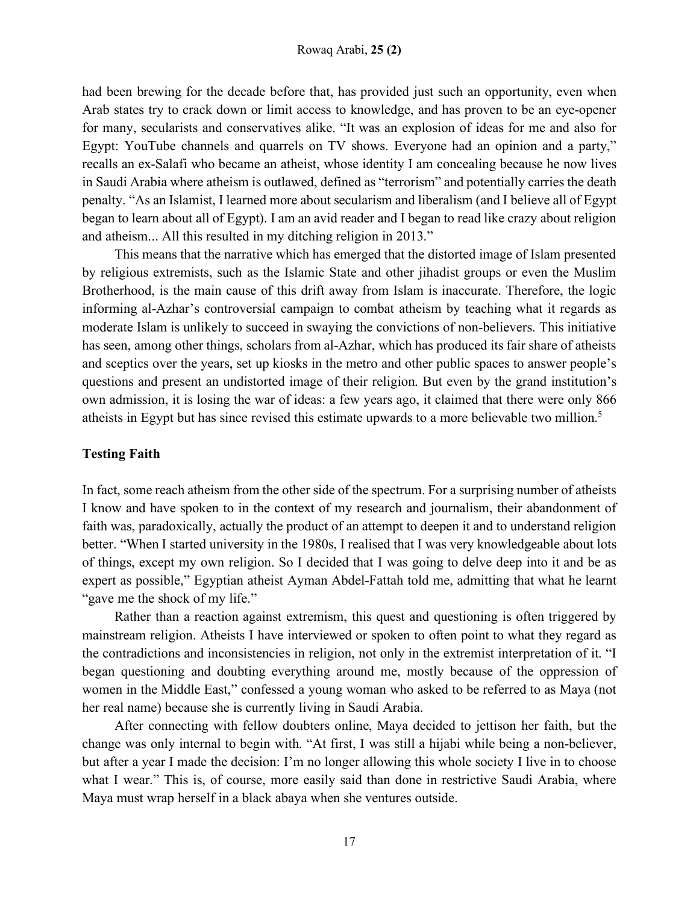had been brewing for the decade before that, has provided just such an opportunity, even when Arab states try to crack down or limit access to knowledge, and has proven to be an eye-opener for many, secularists and conservatives alike. "It was an explosion of ideas for me and also for Egypt: YouTube channels and quarrels on TV shows. Everyone had an opinion and a party," recalls an ex-Salafi who became an atheist, whose identity I am concealing because he now lives in Saudi Arabia where atheism is outlawed, defined as "terrorism" and potentially carries the death penalty. "As an Islamist, I learned more about secularism and liberalism (and I believe all of Egypt began to learn about all of Egypt). I am an avid reader and I began to read like crazy about religion and atheism... All this resulted in my ditching religion in 2013."

This means that the narrative which has emerged that the distorted image of Islam presented by religious extremists, such as the Islamic State and other jihadist groups or even the Muslim Brotherhood, is the main cause of this drift away from Islam is inaccurate. Therefore, the logic informing al-Azhar's controversial campaign to combat atheism by teaching what it regards as moderate Islam is unlikely to succeed in swaying the convictions of non-believers. This initiative has seen, among other things, scholars from al-Azhar, which has produced its fair share of atheists and sceptics over the years, set up kiosks in the metro and other public spaces to answer people's questions and present an undistorted image of their religion. But even by the grand institution's own admission, it is losing the war of ideas: a few years ago, it claimed that there were only 866 atheists in Egypt but has since revised this estimate upwards to a more believable two million.[5]

**Testing Faith**

In fact, some reach atheism from the other side of the spectrum. For a surprising number of atheists I know and have spoken to in the context of my research and journalism, their abandonment of faith was, paradoxically, actually the product of an attempt to deepen it and to understand religion better. "When I started university in the 1980s, I realised that I was very knowledgeable about lots of things, except my own religion. So I decided that I was going to delve deep into it and be as expert as possible," Egyptian atheist Ayman Abdel-Fattah told me, admitting that what he learnt "gave me the shock of my life."

Rather than a reaction against extremism, this quest and questioning is often triggered by mainstream religion. Atheists I have interviewed or spoken to often point to what they regard as the contradictions and inconsistencies in religion, not only in the extremist interpretation of it. "I began questioning and doubting everything around me, mostly because of the oppression of women in the Middle East," confessed a young woman who asked to be referred to as Maya (not her real name) because she is currently living in Saudi Arabia.

After connecting with fellow doubters online, Maya decided to jettison her faith, but the change was only internal to begin with. "At first, I was still a hijabi while being a non-believer, but after a year I made the decision: I'm no longer allowing this whole society I live in to choose what I wear." This is, of course, more easily said than done in restrictive Saudi Arabia, where Maya must wrap herself in a black abaya when she ventures outside.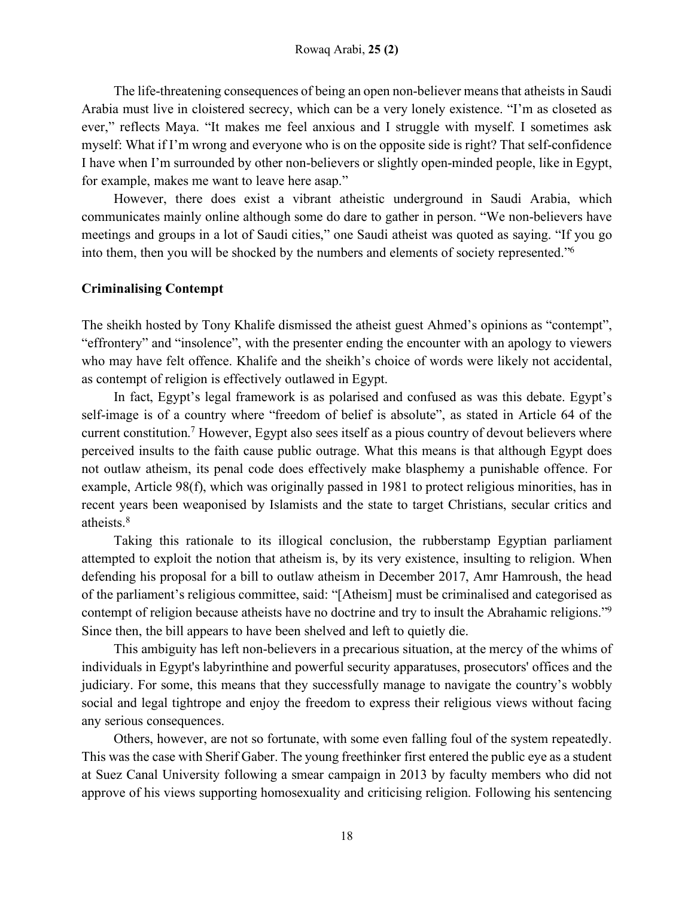The life-threatening consequences of being an open non-believer means that atheists in Saudi Arabia must live in cloistered secrecy, which can be a very lonely existence. "I'm as closeted as ever," reflects Maya. "It makes me feel anxious and I struggle with myself. I sometimes ask myself: What if I'm wrong and everyone who is on the opposite side is right? That self-confidence I have when I'm surrounded by other non-believers or slightly open-minded people, like in Egypt, for example, makes me want to leave here asap."

However, there does exist a vibrant atheistic underground in Saudi Arabia, which communicates mainly online although some do dare to gather in person. "We non-believers have meetings and groups in a lot of Saudi cities," one Saudi atheist was quoted as saying. "If you go into them, then you will be shocked by the numbers and elements of society represented."[6]

## Criminalising Contempt

The sheikh hosted by Tony Khalife dismissed the atheist guest Ahmed's opinions as "contempt", "effrontery" and "insolence", with the presenter ending the encounter with an apology to viewers who may have felt offence. Khalife and the sheikh's choice of words were likely not accidental, as contempt of religion is effectively outlawed in Egypt.

In fact, Egypt's legal framework is as polarised and confused as was this debate. Egypt's self-image is of a country where "freedom of belief is absolute", as stated in Article 64 of the current constitution.[7] However, Egypt also sees itself as a pious country of devout believers where perceived insults to the faith cause public outrage. What this means is that although Egypt does not outlaw atheism, its penal code does effectively make blasphemy a punishable offence. For example, Article 98(f), which was originally passed in 1981 to protect religious minorities, has in recent years been weaponised by Islamists and the state to target Christians, secular critics and atheists.[8]

Taking this rationale to its illogical conclusion, the rubberstamp Egyptian parliament attempted to exploit the notion that atheism is, by its very existence, insulting to religion. When defending his proposal for a bill to outlaw atheism in December 2017, Amr Hamroush, the head of the parliament's religious committee, said: "[Atheism] must be criminalised and categorised as contempt of religion because atheists have no doctrine and try to insult the Abrahamic religions."[9] Since then, the bill appears to have been shelved and left to quietly die.

This ambiguity has left non-believers in a precarious situation, at the mercy of the whims of individuals in Egypt's labyrinthine and powerful security apparatuses, prosecutors' offices and the judiciary. For some, this means that they successfully manage to navigate the country's wobbly social and legal tightrope and enjoy the freedom to express their religious views without facing any serious consequences.

Others, however, are not so fortunate, with some even falling foul of the system repeatedly. This was the case with Sherif Gaber. The young freethinker first entered the public eye as a student at Suez Canal University following a smear campaign in 2013 by faculty members who did not approve of his views supporting homosexuality and criticising religion. Following his sentencing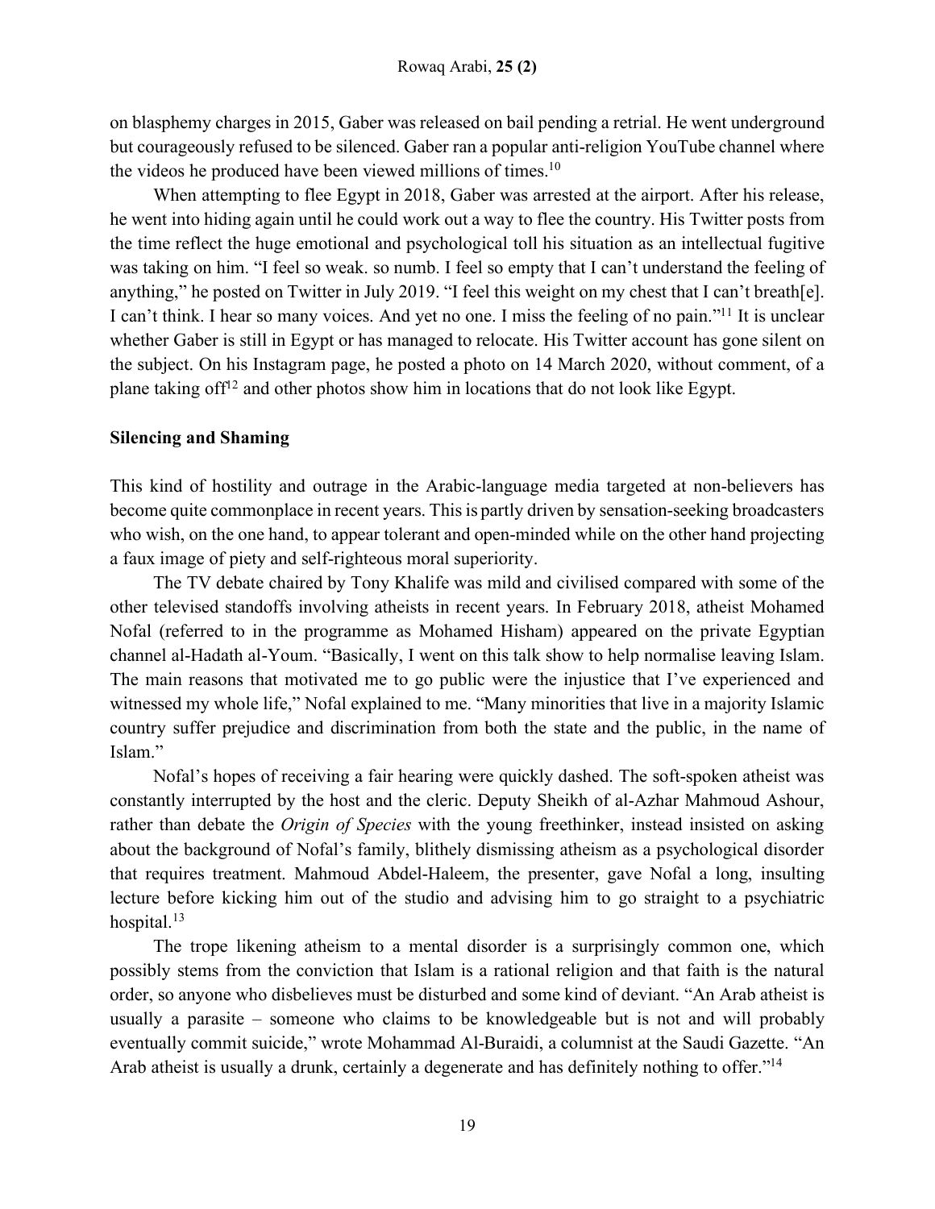on blasphemy charges in 2015, Gaber was released on bail pending a retrial. He went underground but courageously refused to be silenced. Gaber ran a popular anti-religion YouTube channel where the videos he produced have been viewed millions of times.[10]

When attempting to flee Egypt in 2018, Gaber was arrested at the airport. After his release, he went into hiding again until he could work out a way to flee the country. His Twitter posts from the time reflect the huge emotional and psychological toll his situation as an intellectual fugitive was taking on him. "I feel so weak. so numb. I feel so empty that I can't understand the feeling of anything," he posted on Twitter in July 2019. "I feel this weight on my chest that I can't breath[e]. I can't think. I hear so many voices. And yet no one. I miss the feeling of no pain."[11] It is unclear whether Gaber is still in Egypt or has managed to relocate. His Twitter account has gone silent on the subject. On his Instagram page, he posted a photo on 14 March 2020, without comment, of a plane taking off[12] and other photos show him in locations that do not look like Egypt.

**Silencing and Shaming**

This kind of hostility and outrage in the Arabic-language media targeted at non-believers has become quite commonplace in recent years. This is partly driven by sensation-seeking broadcasters who wish, on the one hand, to appear tolerant and open-minded while on the other hand projecting a faux image of piety and self-righteous moral superiority.

The TV debate chaired by Tony Khalife was mild and civilised compared with some of the other televised standoffs involving atheists in recent years. In February 2018, atheist Mohamed Nofal (referred to in the programme as Mohamed Hisham) appeared on the private Egyptian channel al-Hadath al-Youm. "Basically, I went on this talk show to help normalise leaving Islam. The main reasons that motivated me to go public were the injustice that I've experienced and witnessed my whole life," Nofal explained to me. "Many minorities that live in a majority Islamic country suffer prejudice and discrimination from both the state and the public, in the name of Islam."

Nofal's hopes of receiving a fair hearing were quickly dashed. The soft-spoken atheist was constantly interrupted by the host and the cleric. Deputy Sheikh of al-Azhar Mahmoud Ashour, rather than debate the *Origin of Species* with the young freethinker, instead insisted on asking about the background of Nofal's family, blithely dismissing atheism as a psychological disorder that requires treatment. Mahmoud Abdel-Haleem, the presenter, gave Nofal a long, insulting lecture before kicking him out of the studio and advising him to go straight to a psychiatric hospital.[13]

The trope likening atheism to a mental disorder is a surprisingly common one, which possibly stems from the conviction that Islam is a rational religion and that faith is the natural order, so anyone who disbelieves must be disturbed and some kind of deviant. "An Arab atheist is usually a parasite – someone who claims to be knowledgeable but is not and will probably eventually commit suicide," wrote Mohammad Al-Buraidi, a columnist at the Saudi Gazette. "An Arab atheist is usually a drunk, certainly a degenerate and has definitely nothing to offer."[14]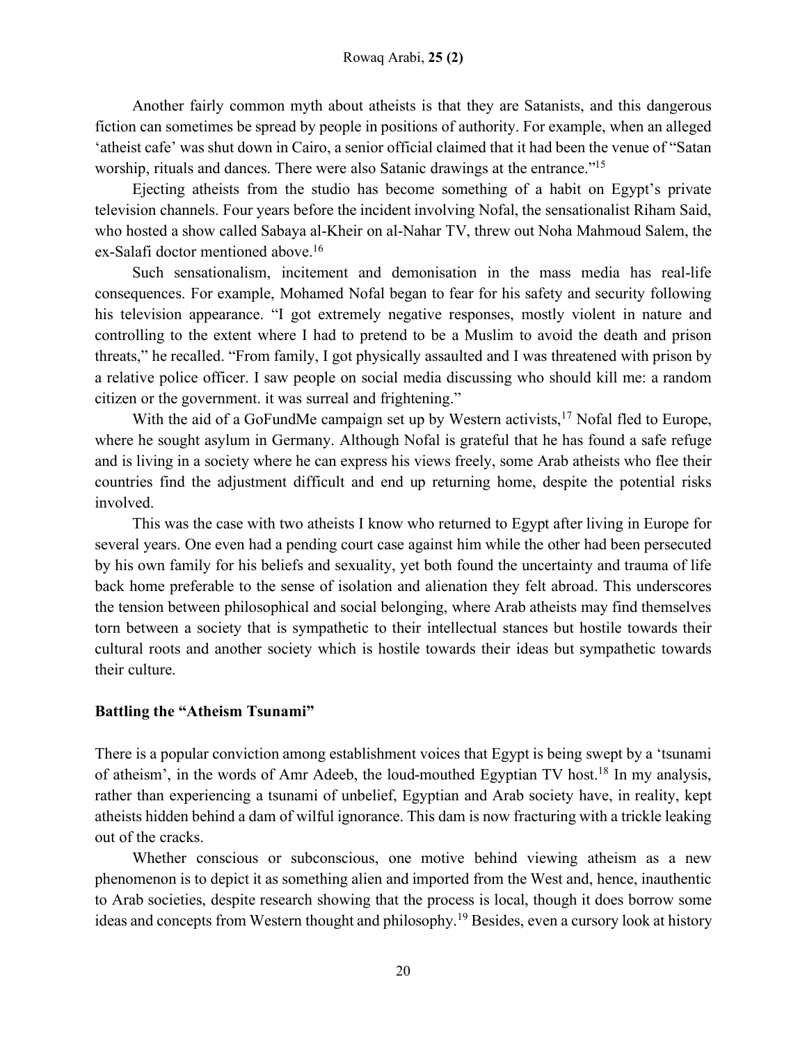Another fairly common myth about atheists is that they are Satanists, and this dangerous fiction can sometimes be spread by people in positions of authority. For example, when an alleged 'atheist cafe' was shut down in Cairo, a senior official claimed that it had been the venue of "Satan worship, rituals and dances. There were also Satanic drawings at the entrance."[15]

Ejecting atheists from the studio has become something of a habit on Egypt's private television channels. Four years before the incident involving Nofal, the sensationalist Riham Said, who hosted a show called Sabaya al-Kheir on al-Nahar TV, threw out Noha Mahmoud Salem, the ex-Salafi doctor mentioned above.[16]

Such sensationalism, incitement and demonisation in the mass media has real-life consequences. For example, Mohamed Nofal began to fear for his safety and security following his television appearance. "I got extremely negative responses, mostly violent in nature and controlling to the extent where I had to pretend to be a Muslim to avoid the death and prison threats," he recalled. "From family, I got physically assaulted and I was threatened with prison by a relative police officer. I saw people on social media discussing who should kill me: a random citizen or the government. it was surreal and frightening."

With the aid of a GoFundMe campaign set up by Western activists,[17] Nofal fled to Europe, where he sought asylum in Germany. Although Nofal is grateful that he has found a safe refuge and is living in a society where he can express his views freely, some Arab atheists who flee their countries find the adjustment difficult and end up returning home, despite the potential risks involved.

This was the case with two atheists I know who returned to Egypt after living in Europe for several years. One even had a pending court case against him while the other had been persecuted by his own family for his beliefs and sexuality, yet both found the uncertainty and trauma of life back home preferable to the sense of isolation and alienation they felt abroad. This underscores the tension between philosophical and social belonging, where Arab atheists may find themselves torn between a society that is sympathetic to their intellectual stances but hostile towards their cultural roots and another society which is hostile towards their ideas but sympathetic towards their culture.

## Battling the "Atheism Tsunami"

There is a popular conviction among establishment voices that Egypt is being swept by a 'tsunami of atheism', in the words of Amr Adeeb, the loud-mouthed Egyptian TV host.[18] In my analysis, rather than experiencing a tsunami of unbelief, Egyptian and Arab society have, in reality, kept atheists hidden behind a dam of wilful ignorance. This dam is now fracturing with a trickle leaking out of the cracks.

Whether conscious or subconscious, one motive behind viewing atheism as a new phenomenon is to depict it as something alien and imported from the West and, hence, inauthentic to Arab societies, despite research showing that the process is local, though it does borrow some ideas and concepts from Western thought and philosophy.[19] Besides, even a cursory look at history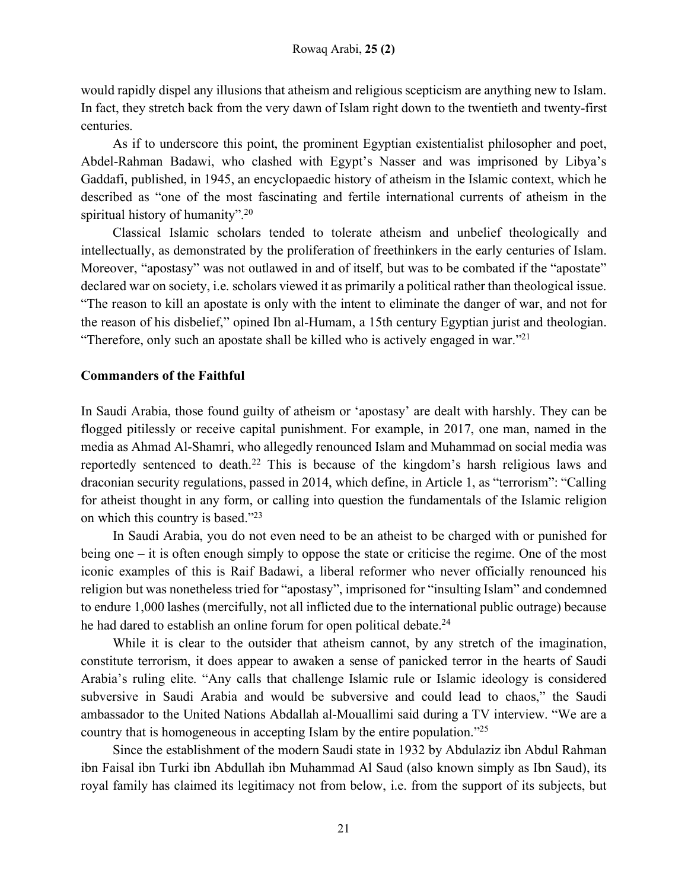would rapidly dispel any illusions that atheism and religious scepticism are anything new to Islam. In fact, they stretch back from the very dawn of Islam right down to the twentieth and twenty-first centuries.

As if to underscore this point, the prominent Egyptian existentialist philosopher and poet, Abdel-Rahman Badawi, who clashed with Egypt's Nasser and was imprisoned by Libya's Gaddafi, published, in 1945, an encyclopaedic history of atheism in the Islamic context, which he described as "one of the most fascinating and fertile international currents of atheism in the spiritual history of humanity".[20]

Classical Islamic scholars tended to tolerate atheism and unbelief theologically and intellectually, as demonstrated by the proliferation of freethinkers in the early centuries of Islam. Moreover, "apostasy" was not outlawed in and of itself, but was to be combated if the "apostate" declared war on society, i.e. scholars viewed it as primarily a political rather than theological issue. "The reason to kill an apostate is only with the intent to eliminate the danger of war, and not for the reason of his disbelief," opined Ibn al-Humam, a 15th century Egyptian jurist and theologian. "Therefore, only such an apostate shall be killed who is actively engaged in war."[21]

## Commanders of the Faithful

In Saudi Arabia, those found guilty of atheism or 'apostasy' are dealt with harshly. They can be flogged pitilessly or receive capital punishment. For example, in 2017, one man, named in the media as Ahmad Al-Shamri, who allegedly renounced Islam and Muhammad on social media was reportedly sentenced to death.[22] This is because of the kingdom's harsh religious laws and draconian security regulations, passed in 2014, which define, in Article 1, as "terrorism": "Calling for atheist thought in any form, or calling into question the fundamentals of the Islamic religion on which this country is based."[23]

In Saudi Arabia, you do not even need to be an atheist to be charged with or punished for being one – it is often enough simply to oppose the state or criticise the regime. One of the most iconic examples of this is Raif Badawi, a liberal reformer who never officially renounced his religion but was nonetheless tried for "apostasy", imprisoned for "insulting Islam" and condemned to endure 1,000 lashes (mercifully, not all inflicted due to the international public outrage) because he had dared to establish an online forum for open political debate.[24]

While it is clear to the outsider that atheism cannot, by any stretch of the imagination, constitute terrorism, it does appear to awaken a sense of panicked terror in the hearts of Saudi Arabia's ruling elite. "Any calls that challenge Islamic rule or Islamic ideology is considered subversive in Saudi Arabia and would be subversive and could lead to chaos," the Saudi ambassador to the United Nations Abdallah al-Mouallimi said during a TV interview. "We are a country that is homogeneous in accepting Islam by the entire population."[25]

Since the establishment of the modern Saudi state in 1932 by Abdulaziz ibn Abdul Rahman ibn Faisal ibn Turki ibn Abdullah ibn Muhammad Al Saud (also known simply as Ibn Saud), its royal family has claimed its legitimacy not from below, i.e. from the support of its subjects, but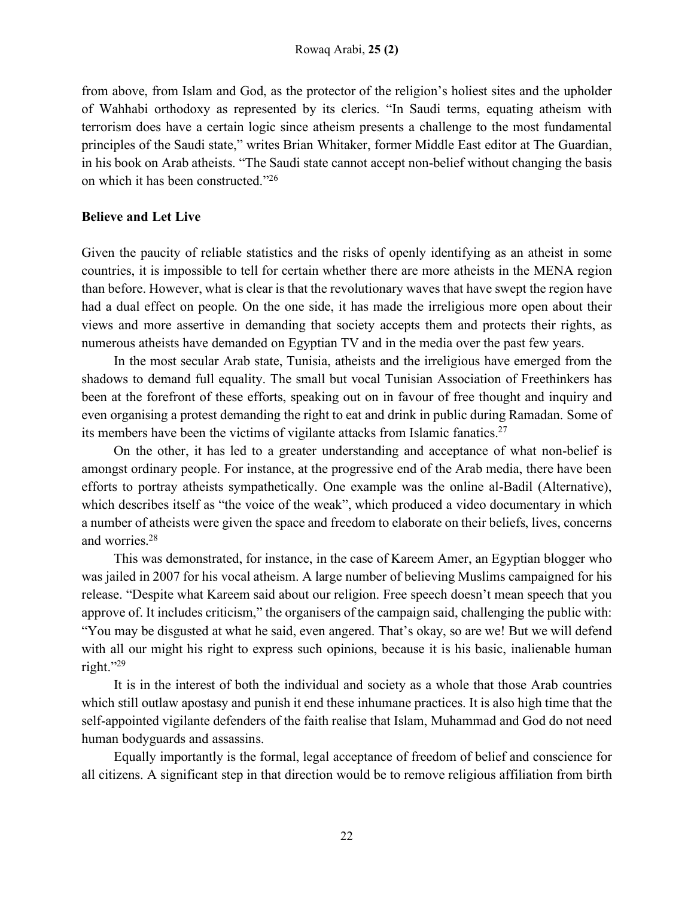from above, from Islam and God, as the protector of the religion's holiest sites and the upholder of Wahhabi orthodoxy as represented by its clerics. "In Saudi terms, equating atheism with terrorism does have a certain logic since atheism presents a challenge to the most fundamental principles of the Saudi state," writes Brian Whitaker, former Middle East editor at The Guardian, in his book on Arab atheists. "The Saudi state cannot accept non-belief without changing the basis on which it has been constructed."[26]

### Believe and Let Live

Given the paucity of reliable statistics and the risks of openly identifying as an atheist in some countries, it is impossible to tell for certain whether there are more atheists in the MENA region than before. However, what is clear is that the revolutionary waves that have swept the region have had a dual effect on people. On the one side, it has made the irreligious more open about their views and more assertive in demanding that society accepts them and protects their rights, as numerous atheists have demanded on Egyptian TV and in the media over the past few years.

In the most secular Arab state, Tunisia, atheists and the irreligious have emerged from the shadows to demand full equality. The small but vocal Tunisian Association of Freethinkers has been at the forefront of these efforts, speaking out on in favour of free thought and inquiry and even organising a protest demanding the right to eat and drink in public during Ramadan. Some of its members have been the victims of vigilante attacks from Islamic fanatics.[27]

On the other, it has led to a greater understanding and acceptance of what non-belief is amongst ordinary people. For instance, at the progressive end of the Arab media, there have been efforts to portray atheists sympathetically. One example was the online al-Badil (Alternative), which describes itself as "the voice of the weak", which produced a video documentary in which a number of atheists were given the space and freedom to elaborate on their beliefs, lives, concerns and worries.[28]

This was demonstrated, for instance, in the case of Kareem Amer, an Egyptian blogger who was jailed in 2007 for his vocal atheism. A large number of believing Muslims campaigned for his release. "Despite what Kareem said about our religion. Free speech doesn't mean speech that you approve of. It includes criticism," the organisers of the campaign said, challenging the public with: "You may be disgusted at what he said, even angered. That's okay, so are we! But we will defend with all our might his right to express such opinions, because it is his basic, inalienable human right."[29]

It is in the interest of both the individual and society as a whole that those Arab countries which still outlaw apostasy and punish it end these inhumane practices. It is also high time that the self-appointed vigilante defenders of the faith realise that Islam, Muhammad and God do not need human bodyguards and assassins.

Equally importantly is the formal, legal acceptance of freedom of belief and conscience for all citizens. A significant step in that direction would be to remove religious affiliation from birth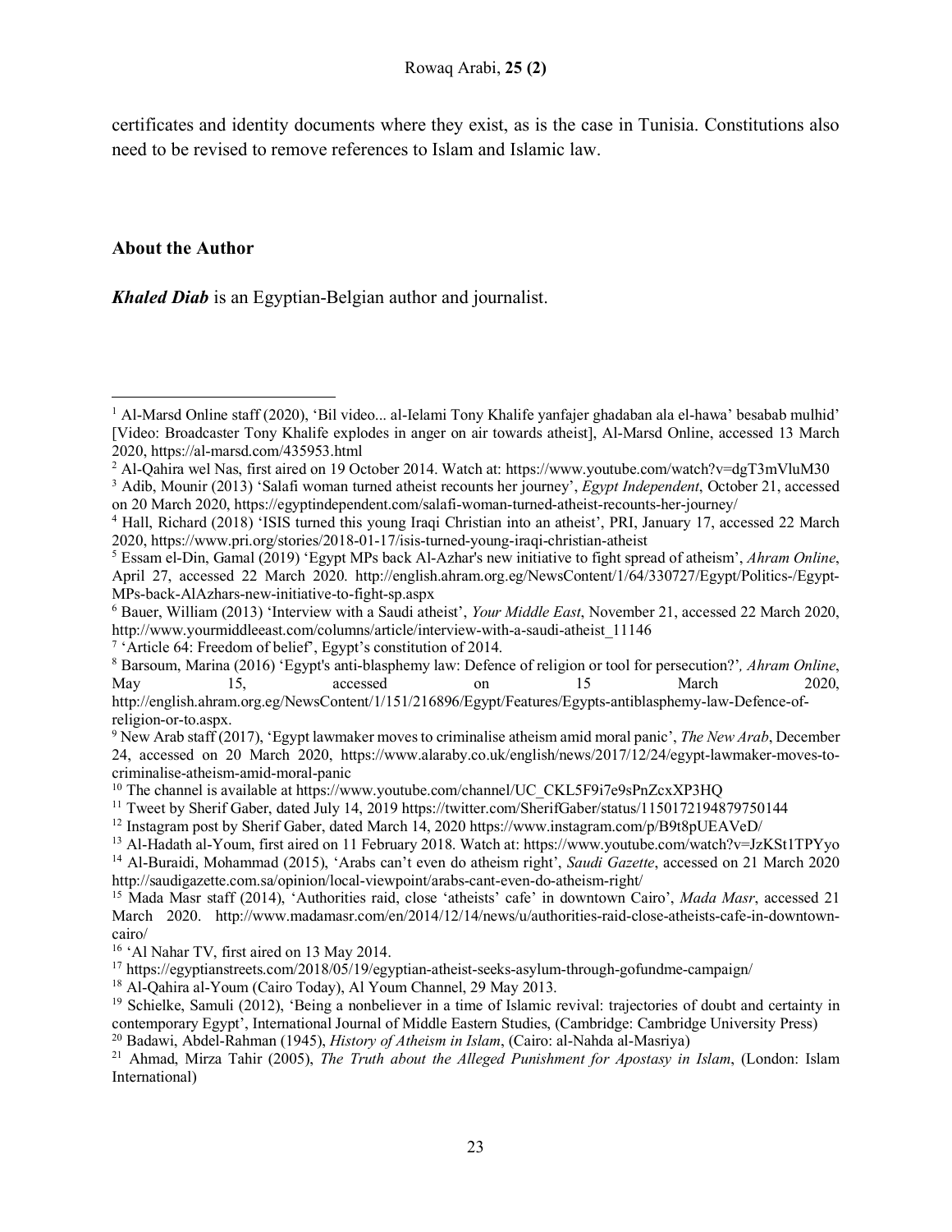certificates and identity documents where they exist, as is the case in Tunisia. Constitutions also need to be revised to remove references to Islam and Islamic law.

### About the Author

***Khaled Diab*** is an Egyptian-Belgian author and journalist.

---

[1] Al-Marsd Online staff (2020), 'Bil video... al-Ielami Tony Khalife yanfajer ghadaban ala el-hawa' besabab mulhid' [Video: Broadcaster Tony Khalife explodes in anger on air towards atheist], Al-Marsd Online, accessed 13 March 2020, https://al-marsd.com/435953.html

[2] Al-Qahira wel Nas, first aired on 19 October 2014. Watch at: https://www.youtube.com/watch?v=dgT3mVluM30

[3] Adib, Mounir (2013) 'Salafi woman turned atheist recounts her journey', *Egypt Independent*, October 21, accessed on 20 March 2020, https://egyptindependent.com/salafi-woman-turned-atheist-recounts-her-journey/

[4] Hall, Richard (2018) 'ISIS turned this young Iraqi Christian into an atheist', PRI, January 17, accessed 22 March 2020, https://www.pri.org/stories/2018-01-17/isis-turned-young-iraqi-christian-atheist

[5] Essam el-Din, Gamal (2019) 'Egypt MPs back Al-Azhar's new initiative to fight spread of atheism', *Ahram Online*, April 27, accessed 22 March 2020. http://english.ahram.org.eg/NewsContent/1/64/330727/Egypt/Politics-/Egypt-MPs-back-AlAzhars-new-initiative-to-fight-sp.aspx

[6] Bauer, William (2013) 'Interview with a Saudi atheist', *Your Middle East*, November 21, accessed 22 March 2020, http://www.yourmiddleeast.com/columns/article/interview-with-a-saudi-atheist_11146

[7] 'Article 64: Freedom of belief', Egypt's constitution of 2014.

[8] Barsoum, Marina (2016) 'Egypt's anti-blasphemy law: Defence of religion or tool for persecution?', *Ahram Online*, May 15, accessed on 15 March 2020, http://english.ahram.org.eg/NewsContent/1/151/216896/Egypt/Features/Egypts-antiblasphemy-law-Defence-of-religion-or-to.aspx.

[9] New Arab staff (2017), 'Egypt lawmaker moves to criminalise atheism amid moral panic', *The New Arab*, December 24, accessed on 20 March 2020, https://www.alaraby.co.uk/english/news/2017/12/24/egypt-lawmaker-moves-to-criminalise-atheism-amid-moral-panic

[10] The channel is available at https://www.youtube.com/channel/UC_CKL5F9i7e9sPnZcxXP3HQ

[11] Tweet by Sherif Gaber, dated July 14, 2019 https://twitter.com/SherifGaber/status/1150172194879750144

[12] Instagram post by Sherif Gaber, dated March 14, 2020 https://www.instagram.com/p/B9t8pUEAVeD/

[13] Al-Hadath al-Youm, first aired on 11 February 2018. Watch at: https://www.youtube.com/watch?v=JzKSt1TPYyo

[14] Al-Buraidi, Mohammad (2015), 'Arabs can't even do atheism right', *Saudi Gazette*, accessed on 21 March 2020 http://saudigazette.com.sa/opinion/local-viewpoint/arabs-cant-even-do-atheism-right/

[15] Mada Masr staff (2014), 'Authorities raid, close 'atheists' cafe' in downtown Cairo', *Mada Masr*, accessed 21 March 2020. http://www.madamasr.com/en/2014/12/14/news/u/authorities-raid-close-atheists-cafe-in-downtown-cairo/

[16] 'Al Nahar TV, first aired on 13 May 2014.

[17] https://egyptianstreets.com/2018/05/19/egyptian-atheist-seeks-asylum-through-gofundme-campaign/

[18] Al-Qahira al-Youm (Cairo Today), Al Youm Channel, 29 May 2013.

[19] Schielke, Samuli (2012), 'Being a nonbeliever in a time of Islamic revival: trajectories of doubt and certainty in contemporary Egypt', International Journal of Middle Eastern Studies, (Cambridge: Cambridge University Press)

[20] Badawi, Abdel-Rahman (1945), *History of Atheism in Islam*, (Cairo: al-Nahda al-Masriya)

[21] Ahmad, Mirza Tahir (2005), *The Truth about the Alleged Punishment for Apostasy in Islam*, (London: Islam International)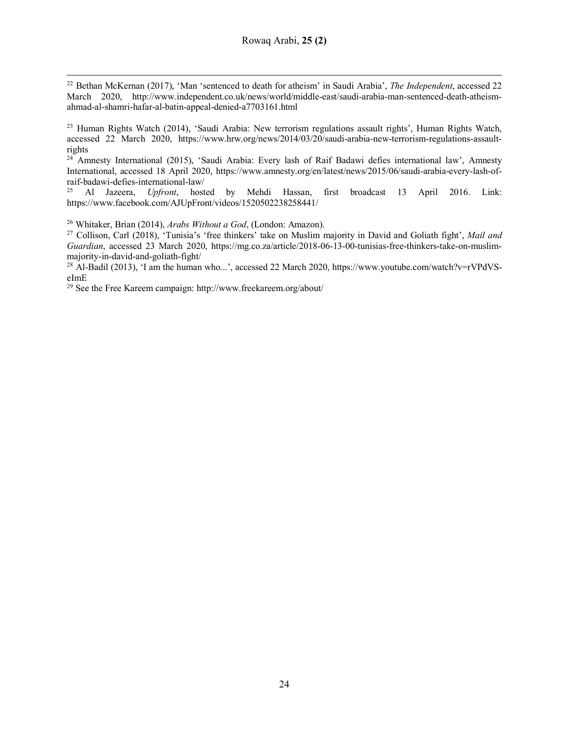[22] Bethan McKernan (2017), 'Man 'sentenced to death for atheism' in Saudi Arabia', *The Independent*, accessed 22 March 2020, http://www.independent.co.uk/news/world/middle-east/saudi-arabia-man-sentenced-death-atheism-ahmad-al-shamri-hafar-al-batin-appeal-denied-a7703161.html

[23] Human Rights Watch (2014), 'Saudi Arabia: New terrorism regulations assault rights', Human Rights Watch, accessed 22 March 2020, https://www.hrw.org/news/2014/03/20/saudi-arabia-new-terrorism-regulations-assault-rights

[24] Amnesty International (2015), 'Saudi Arabia: Every lash of Raif Badawi defies international law', Amnesty International, accessed 18 April 2020, https://www.amnesty.org/en/latest/news/2015/06/saudi-arabia-every-lash-of-raif-badawi-defies-international-law/

[25] Al Jazeera, *Upfront*, hosted by Mehdi Hassan, first broadcast 13 April 2016. Link: https://www.facebook.com/AJUpFront/videos/1520502238258441/

[26] Whitaker, Brian (2014), *Arabs Without a God*, (London: Amazon).

[27] Collison, Carl (2018), 'Tunisia's 'free thinkers' take on Muslim majority in David and Goliath fight', *Mail and Guardian*, accessed 23 March 2020, https://mg.co.za/article/2018-06-13-00-tunisias-free-thinkers-take-on-muslim-majority-in-david-and-goliath-fight/

[28] Al-Badil (2013), 'I am the human who...', accessed 22 March 2020, https://www.youtube.com/watch?v=rVPdVS-eImE

[29] See the Free Kareem campaign: http://www.freekareem.org/about/